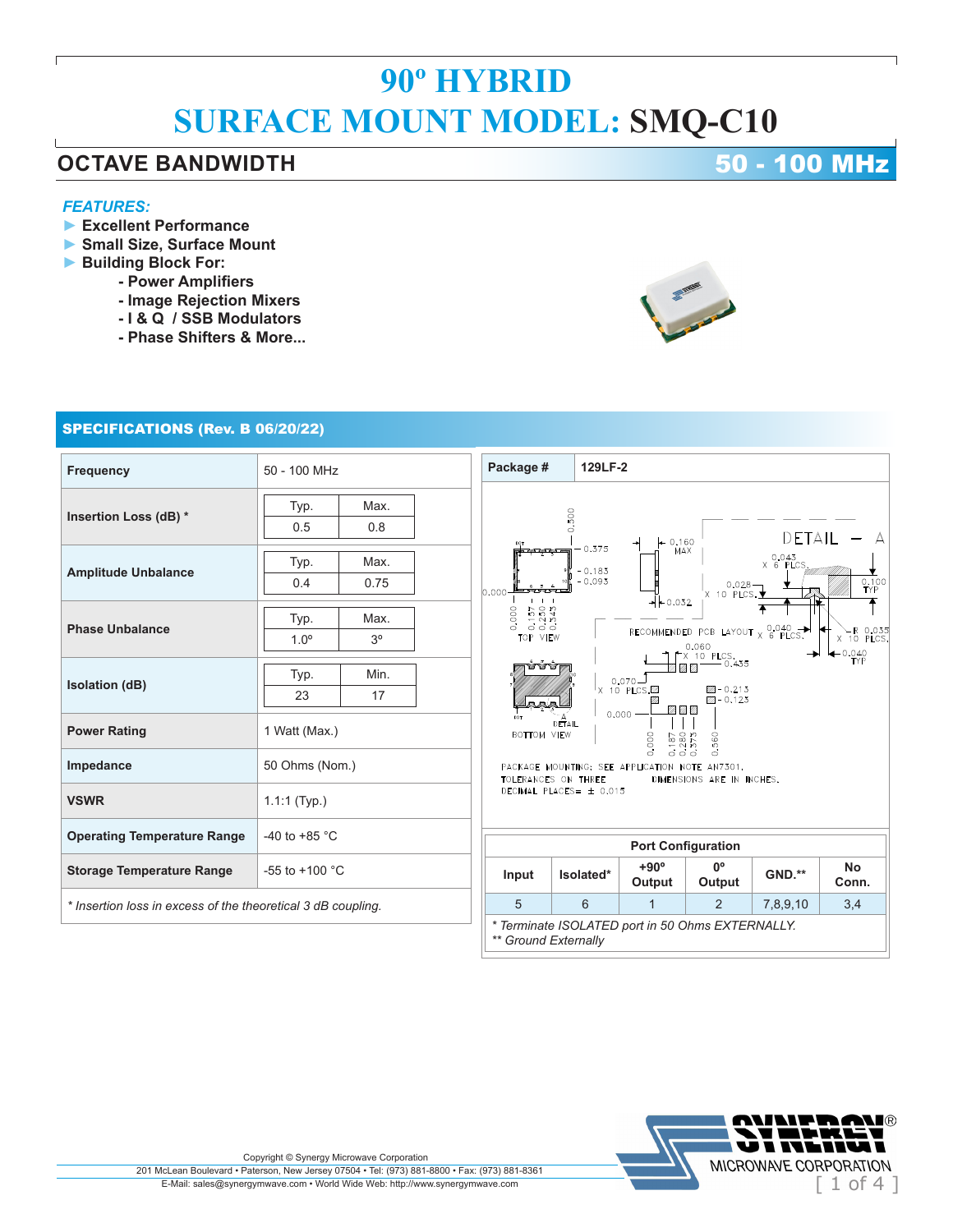# 90º HYBRID

# SURFACE MOUNT MODEL: SMQ-C10

## OCTAVE BANDWIDTH 50 - 100 MHz

***FEATURES:***

- **Excellent Performance**
- **Small Size, Surface Mount**
- **Building Block For:**
  - **- Power Amplifiers**
  - **- Image Rejection Mixers**
  - **- I & Q / SSB Modulators**
  - **- Phase Shifters & More...**

## SPECIFICATIONS (Rev. B 06/20/22)

| Parameter | Value |
|---|---|
| **Frequency** | 50 - 100 MHz |
| **Insertion Loss (dB) *** | Typ. 0.5 / Max. 0.8 |
| **Amplitude Unbalance** | Typ. 0.4 / Max. 0.75 |
| **Phase Unbalance** | Typ. 1.0º / Max. 3º |
| **Isolation (dB)** | Typ. 23 / Min. 17 |
| **Power Rating** | 1 Watt (Max.) |
| **Impedance** | 50 Ohms (Nom.) |
| **VSWR** | 1.1:1 (Typ.) |
| **Operating Temperature Range** | -40 to +85 °C |
| **Storage Temperature Range** | -55 to +100 °C |

*\* Insertion loss in excess of the theoretical 3 dB coupling.*

| **Package #** | **129LF-2** |
|---|---|

PACKAGE MOUNTING: SEE APPLICATION NOTE AN7301.
TOLERANCES ON THREE DECIMAL PLACES= ± 0.015
DIMENSIONS ARE IN INCHES.

**Port Configuration**

| Input | Isolated* | +90º Output | 0º Output | GND.** | No Conn. |
|---|---|---|---|---|---|
| 5 | 6 | 1 | 2 | 7,8,9,10 | 3,4 |

*\* Terminate ISOLATED port in 50 Ohms EXTERNALLY.*
*\*\* Ground Externally*

Copyright © Synergy Microwave Corporation
201 McLean Boulevard • Paterson, New Jersey 07504 • Tel: (973) 881-8800 • Fax: (973) 881-8361
E-Mail: sales@synergymwave.com • World Wide Web: http://www.synergymwave.com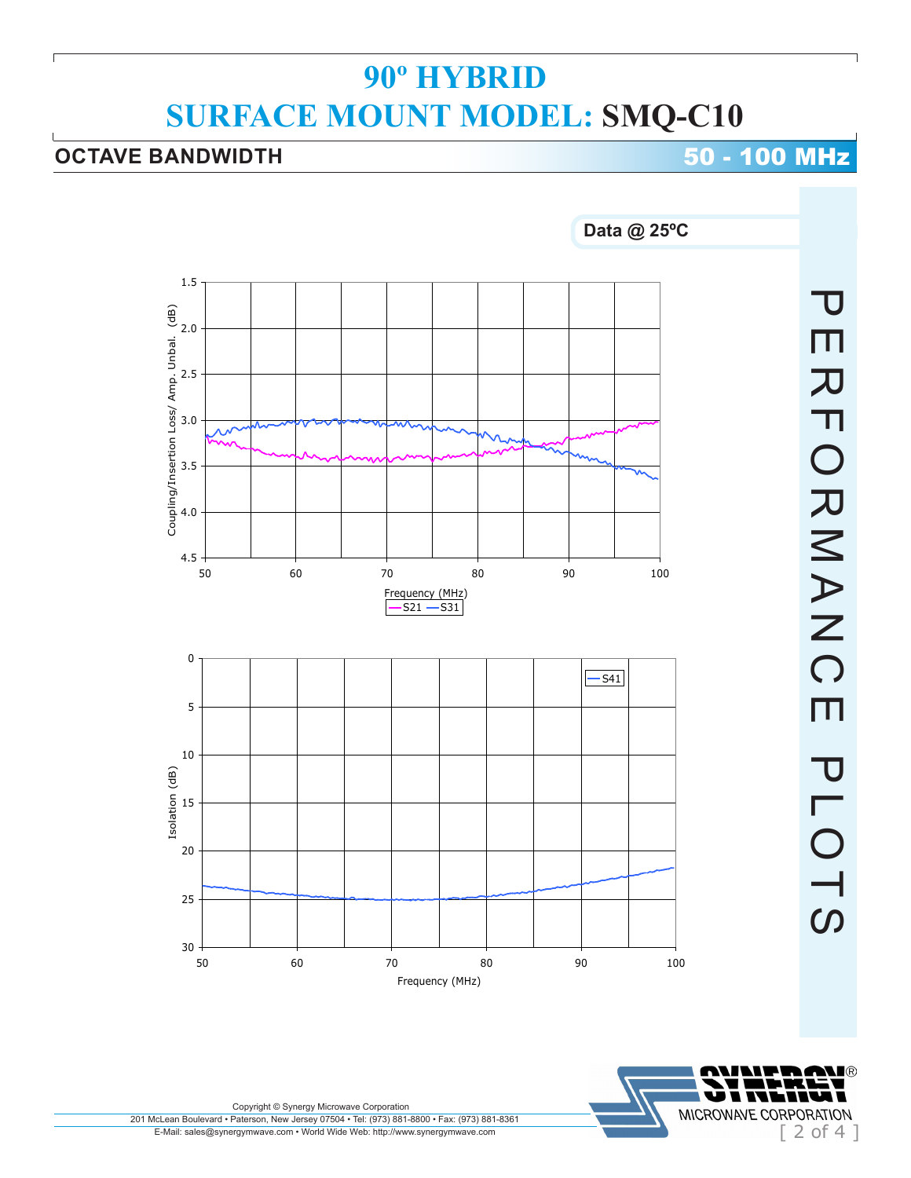# 90º HYBRID

# SURFACE MOUNT MODEL: SMQ-C10

## OCTAVE BANDWIDTH 50 - 100 MHz

**Data @ 25ºC**

PERFORMANCE PLOTS

Coupling/Insertion Loss/ Amp. Unbal. (dB)

Frequency (MHz)

S21 S31

Isolation (dB)

S41

Frequency (MHz)

Copyright © Synergy Microwave Corporation

201 McLean Boulevard • Paterson, New Jersey 07504 • Tel: (973) 881-8800 • Fax: (973) 881-8361

E-Mail: sales@synergymwave.com • World Wide Web: http://www.synergymwave.com

SYNERGY® MICROWAVE CORPORATION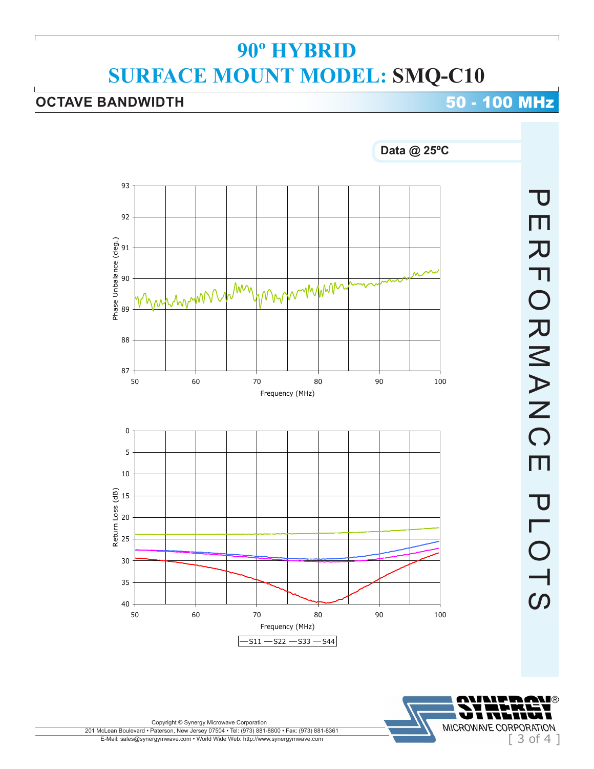# 90º HYBRID

# SURFACE MOUNT MODEL: SMQ-C10

## OCTAVE BANDWIDTH 50 - 100 MHz

PERFORMANCE PLOTS

**Data @ 25ºC**

Phase Unbalance (deg.)

Frequency (MHz)

Return Loss (dB)

Frequency (MHz)

S11 S22 S33 S44

Copyright © Synergy Microwave Corporation
201 McLean Boulevard • Paterson, New Jersey 07504 • Tel: (973) 881-8800 • Fax: (973) 881-8361
E-Mail: sales@synergymwave.com • World Wide Web: http://www.synergymwave.com

SYNERGY® MICROWAVE CORPORATION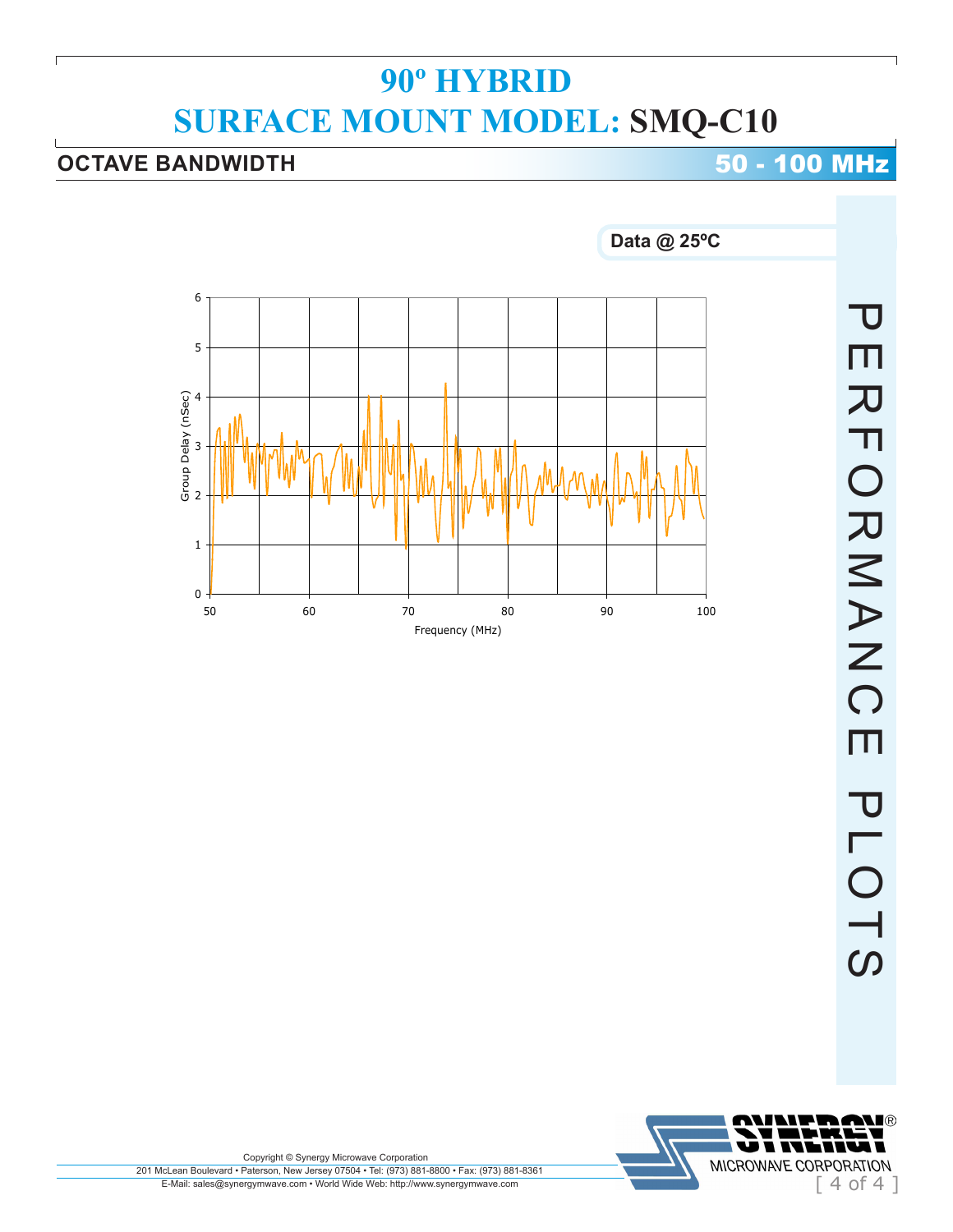# 90º HYBRID

# SURFACE MOUNT MODEL: SMQ-C10

## OCTAVE BANDWIDTH — 50 - 100 MHz

PERFORMANCE PLOTS

**Data @ 25ºC**

Group Delay (nSec)

6
5
4
3
2
1
0

50 60 70 80 90 100

Frequency (MHz)

Copyright © Synergy Microwave Corporation

201 McLean Boulevard • Paterson, New Jersey 07504 • Tel: (973) 881-8800 • Fax: (973) 881-8361

E-Mail: sales@synergymwave.com • World Wide Web: http://www.synergymwave.com

SYNERGY® MICROWAVE CORPORATION